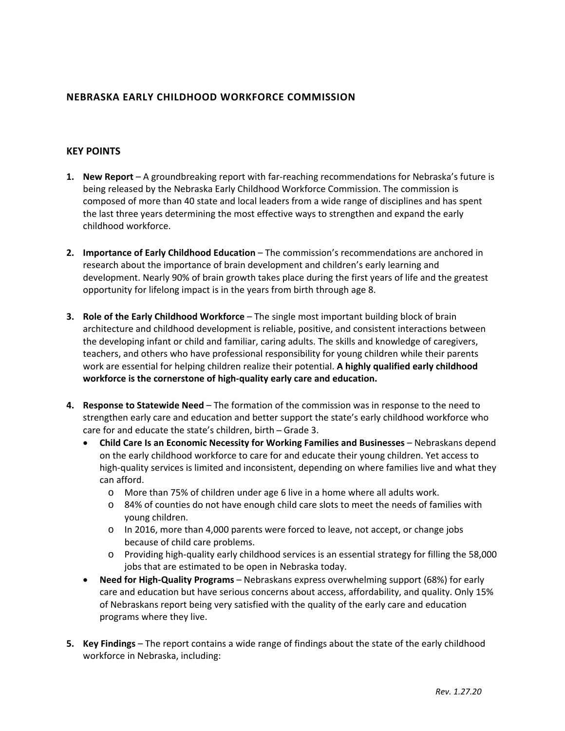## NEBRASKA EARLY CHILDHOOD WORKFORCE COMMISSION

## KEY POINTS

1. **New Report** – A groundbreaking report with far-reaching recommendations for Nebraska's future is being released by the Nebraska Early Childhood Workforce Commission. The commission is composed of more than 40 state and local leaders from a wide range of disciplines and has spent the last three years determining the most effective ways to strengthen and expand the early childhood workforce.

2. **Importance of Early Childhood Education** – The commission's recommendations are anchored in research about the importance of brain development and children's early learning and development. Nearly 90% of brain growth takes place during the first years of life and the greatest opportunity for lifelong impact is in the years from birth through age 8.

3. **Role of the Early Childhood Workforce** – The single most important building block of brain architecture and childhood development is reliable, positive, and consistent interactions between the developing infant or child and familiar, caring adults. The skills and knowledge of caregivers, teachers, and others who have professional responsibility for young children while their parents work are essential for helping children realize their potential. **A highly qualified early childhood workforce is the cornerstone of high-quality early care and education.**

4. **Response to Statewide Need** – The formation of the commission was in response to the need to strengthen early care and education and better support the state's early childhood workforce who care for and educate the state's children, birth – Grade 3.
   - **Child Care Is an Economic Necessity for Working Families and Businesses** – Nebraskans depend on the early childhood workforce to care for and educate their young children. Yet access to high-quality services is limited and inconsistent, depending on where families live and what they can afford.
     - More than 75% of children under age 6 live in a home where all adults work.
     - 84% of counties do not have enough child care slots to meet the needs of families with young children.
     - In 2016, more than 4,000 parents were forced to leave, not accept, or change jobs because of child care problems.
     - Providing high-quality early childhood services is an essential strategy for filling the 58,000 jobs that are estimated to be open in Nebraska today.
   - **Need for High-Quality Programs** – Nebraskans express overwhelming support (68%) for early care and education but have serious concerns about access, affordability, and quality. Only 15% of Nebraskans report being very satisfied with the quality of the early care and education programs where they live.

5. **Key Findings** – The report contains a wide range of findings about the state of the early childhood workforce in Nebraska, including:

*Rev. 1.27.20*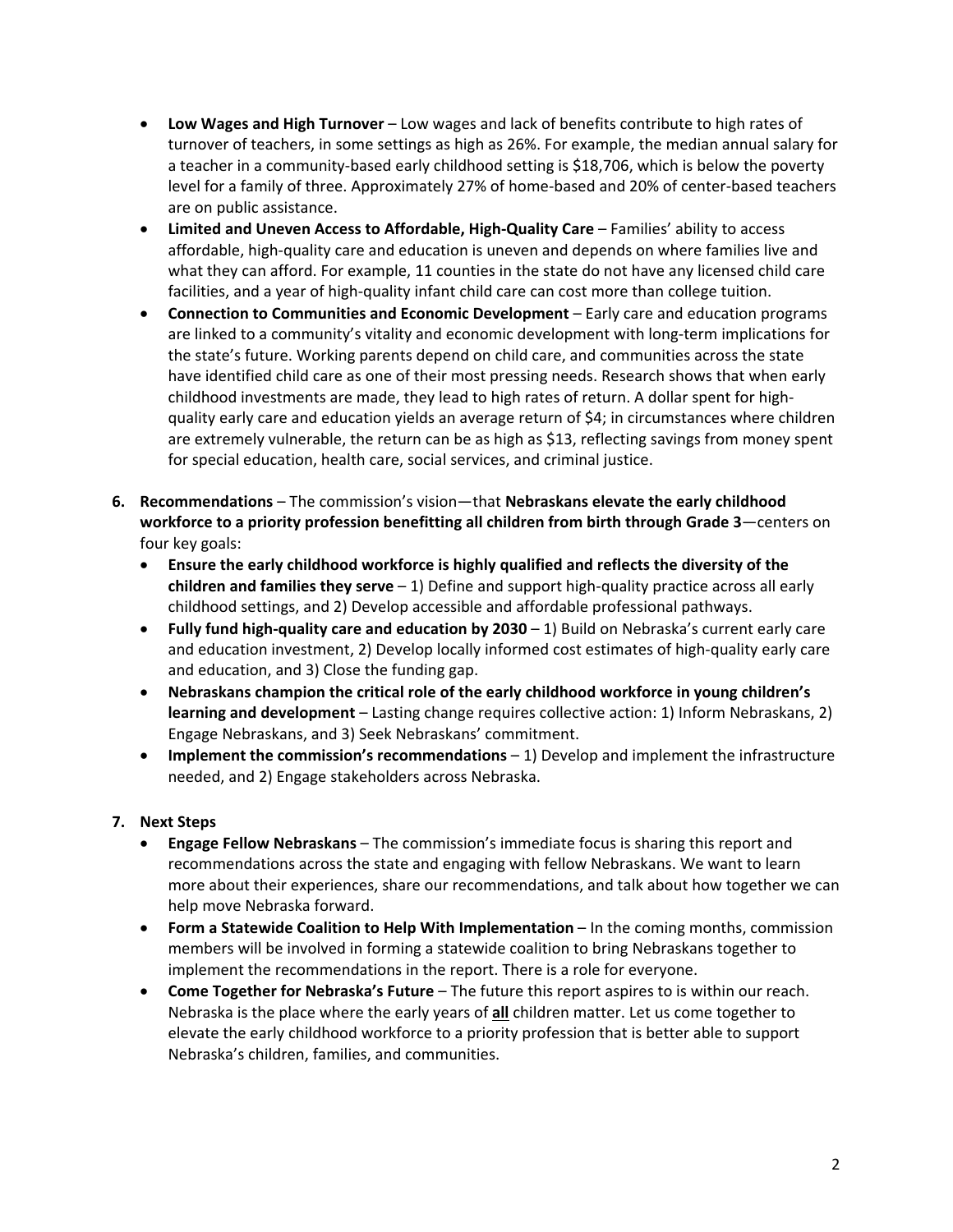- **Low Wages and High Turnover** – Low wages and lack of benefits contribute to high rates of turnover of teachers, in some settings as high as 26%. For example, the median annual salary for a teacher in a community-based early childhood setting is $18,706, which is below the poverty level for a family of three. Approximately 27% of home-based and 20% of center-based teachers are on public assistance.
- **Limited and Uneven Access to Affordable, High-Quality Care** – Families' ability to access affordable, high-quality care and education is uneven and depends on where families live and what they can afford. For example, 11 counties in the state do not have any licensed child care facilities, and a year of high-quality infant child care can cost more than college tuition.
- **Connection to Communities and Economic Development** – Early care and education programs are linked to a community's vitality and economic development with long-term implications for the state's future. Working parents depend on child care, and communities across the state have identified child care as one of their most pressing needs. Research shows that when early childhood investments are made, they lead to high rates of return. A dollar spent for high-quality early care and education yields an average return of $4; in circumstances where children are extremely vulnerable, the return can be as high as $13, reflecting savings from money spent for special education, health care, social services, and criminal justice.

6. **Recommendations** – The commission's vision—that **Nebraskans elevate the early childhood workforce to a priority profession benefitting all children from birth through Grade 3**—centers on four key goals:
   - **Ensure the early childhood workforce is highly qualified and reflects the diversity of the children and families they serve** – 1) Define and support high-quality practice across all early childhood settings, and 2) Develop accessible and affordable professional pathways.
   - **Fully fund high-quality care and education by 2030** – 1) Build on Nebraska's current early care and education investment, 2) Develop locally informed cost estimates of high-quality early care and education, and 3) Close the funding gap.
   - **Nebraskans champion the critical role of the early childhood workforce in young children's learning and development** – Lasting change requires collective action: 1) Inform Nebraskans, 2) Engage Nebraskans, and 3) Seek Nebraskans' commitment.
   - **Implement the commission's recommendations** – 1) Develop and implement the infrastructure needed, and 2) Engage stakeholders across Nebraska.

7. **Next Steps**
   - **Engage Fellow Nebraskans** – The commission's immediate focus is sharing this report and recommendations across the state and engaging with fellow Nebraskans. We want to learn more about their experiences, share our recommendations, and talk about how together we can help move Nebraska forward.
   - **Form a Statewide Coalition to Help With Implementation** – In the coming months, commission members will be involved in forming a statewide coalition to bring Nebraskans together to implement the recommendations in the report. There is a role for everyone.
   - **Come Together for Nebraska's Future** – The future this report aspires to is within our reach. Nebraska is the place where the early years of **<u>all</u>** children matter. Let us come together to elevate the early childhood workforce to a priority profession that is better able to support Nebraska's children, families, and communities.